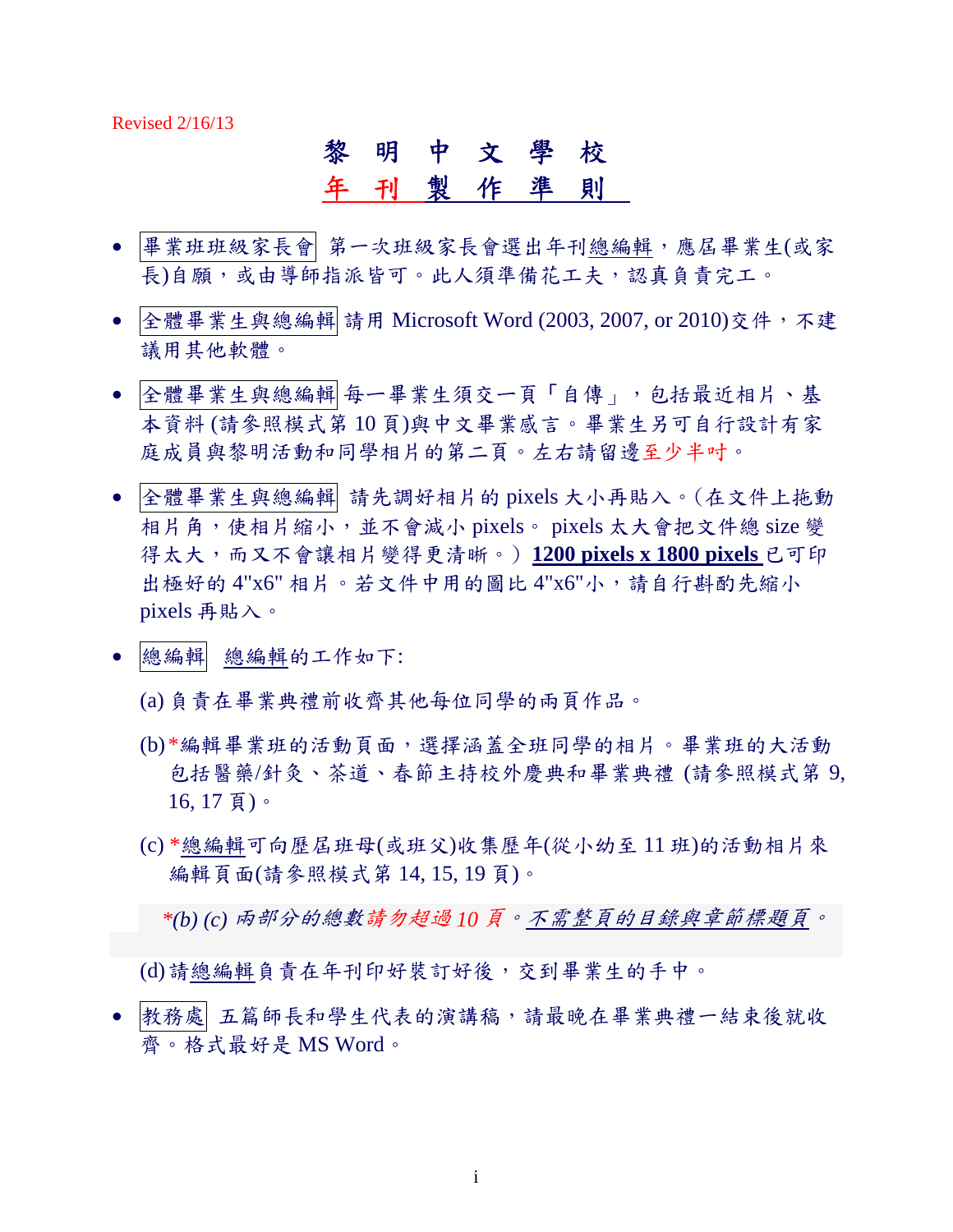Revised 2/16/13

# 黎 明 中 文 學 校

# 年 刊 製 作 準 則

- 畢業班班級家長會 第一次班級家長會選出年刊總編輯，應屆畢業生(或家長)自願，或由導師指派皆可。此人須準備花工夫，認真負責完工。

- 全體畢業生與總編輯 請用 Microsoft Word (2003, 2007, or 2010)交件，不建議用其他軟體。

- 全體畢業生與總編輯 每一畢業生須交一頁「自傳」，包括最近相片、基本資料 (請參照模式第 10 頁)與中文畢業感言。畢業生另可自行設計有家庭成員與黎明活動和同學相片的第二頁。左右請留邊至少半吋。

- 全體畢業生與總編輯 請先調好相片的 pixels 大小再貼入。(在文件上拖動相片角，使相片縮小，並不會減小 pixels。 pixels 太大會把文件總 size 變得太大，而又不會讓相片變得更清晰。) **1200 pixels x 1800 pixels** 已可印出極好的 4"x6" 相片。若文件中用的圖比 4"x6"小，請自行斟酌先縮小 pixels 再貼入。

- 總編輯 總編輯的工作如下:

  (a) 負責在畢業典禮前收齊其他每位同學的兩頁作品。

  (b) *編輯畢業班的活動頁面，選擇涵蓋全班同學的相片。畢業班的大活動包括醫藥/針灸、茶道、春節主持校外慶典和畢業典禮 (請參照模式第 9, 16, 17 頁)。

  (c) *總編輯可向歷屆班母(或班父)收集歷年(從小幼至 11 班)的活動相片來編輯頁面(請參照模式第 14, 15, 19 頁)。

  *\*(b) (c) 兩部分的總數請勿超過 10 頁。不需整頁的目錄與章節標題頁。*

  (d) 請總編輯負責在年刊印好裝訂好後，交到畢業生的手中。

- 教務處 五篇師長和學生代表的演講稿，請最晚在畢業典禮一結束後就收齊。格式最好是 MS Word。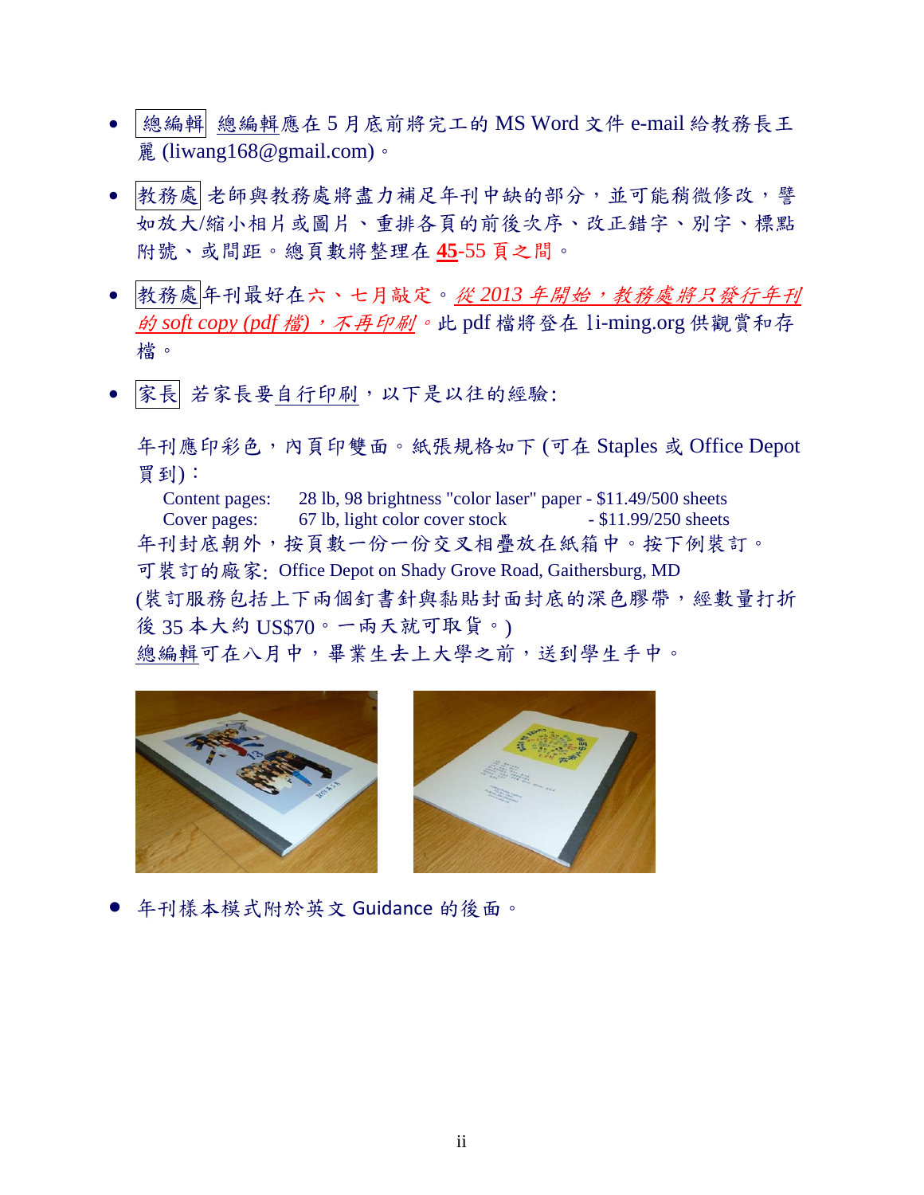- 總編輯 <u>總編輯</u>應在 5 月底前將完工的 MS Word 文件 e-mail 給教務長王麗 (liwang168@gmail.com)。

- 教務處 老師與教務處將盡力補足年刊中缺的部分，並可能稍微修改，譬如放大/縮小相片或圖片、重排各頁的前後次序、改正錯字、別字、標點附號、或間距。總頁數將整理在 <u>**45**</u>-55 頁之間。

- 教務處 年刊最好在六、七月敲定。<u>*從 2013 年開始，教務處將只發行年刊的 soft copy (pdf 檔)，不再印刷*</u>。此 pdf 檔將登在 li-ming.org 供觀賞和存檔。

- 家長 若家長要<u>自行印刷</u>，以下是以往的經驗:

  年刊應印彩色，內頁印雙面。紙張規格如下 (可在 Staples 或 Office Depot 買到)：

  Content pages: 28 lb, 98 brightness "color laser" paper - $11.49/500 sheets
  Cover pages: 67 lb, light color cover stock - $11.99/250 sheets

  年刊封底朝外，按頁數一份一份交叉相疊放在紙箱中。按下例裝訂。
  可裝訂的廠家: Office Depot on Shady Grove Road, Gaithersburg, MD
  (裝訂服務包括上下兩個釘書針與黏貼封面封底的深色膠帶，經數量打折後 35 本大約 US$70。一兩天就可取貨。)
  <u>總編輯</u>可在八月中，畢業生去上大學之前，送到學生手中。

- 年刊樣本模式附於英文 Guidance 的後面。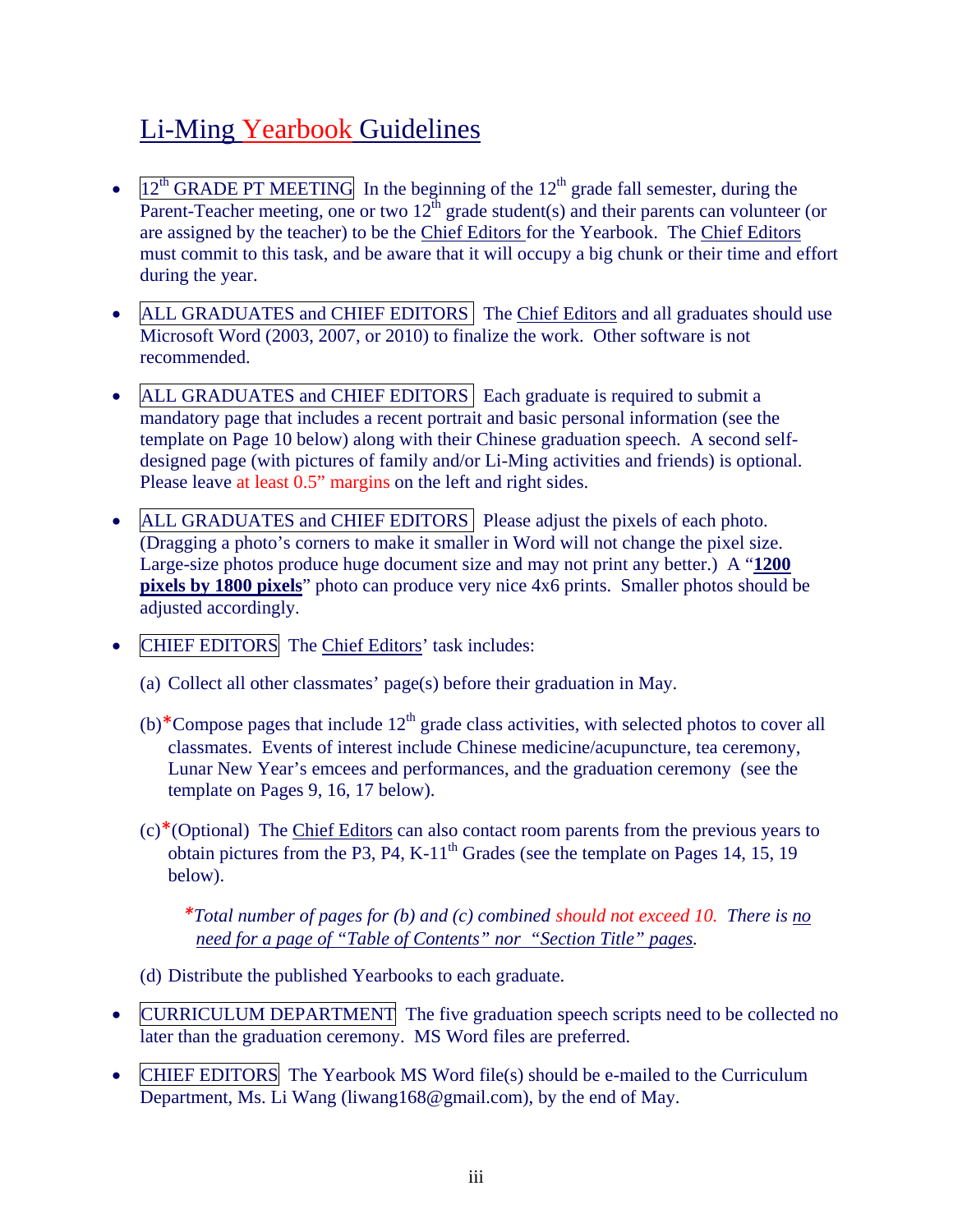# Li-Ming Yearbook Guidelines

- 12th GRADE PT MEETING In the beginning of the 12th grade fall semester, during the Parent-Teacher meeting, one or two 12th grade student(s) and their parents can volunteer (or are assigned by the teacher) to be the Chief Editors for the Yearbook. The Chief Editors must commit to this task, and be aware that it will occupy a big chunk or their time and effort during the year.

- ALL GRADUATES and CHIEF EDITORS The Chief Editors and all graduates should use Microsoft Word (2003, 2007, or 2010) to finalize the work. Other software is not recommended.

- ALL GRADUATES and CHIEF EDITORS Each graduate is required to submit a mandatory page that includes a recent portrait and basic personal information (see the template on Page 10 below) along with their Chinese graduation speech. A second self-designed page (with pictures of family and/or Li-Ming activities and friends) is optional. Please leave at least 0.5" margins on the left and right sides.

- ALL GRADUATES and CHIEF EDITORS Please adjust the pixels of each photo. (Dragging a photo's corners to make it smaller in Word will not change the pixel size. Large-size photos produce huge document size and may not print any better.) A "**1200 pixels by 1800 pixels**" photo can produce very nice 4x6 prints. Smaller photos should be adjusted accordingly.

- CHIEF EDITORS The Chief Editors' task includes:

  (a) Collect all other classmates' page(s) before their graduation in May.

  (b)*Compose pages that include 12th grade class activities, with selected photos to cover all classmates. Events of interest include Chinese medicine/acupuncture, tea ceremony, Lunar New Year's emcees and performances, and the graduation ceremony (see the template on Pages 9, 16, 17 below).

  (c)*(Optional) The Chief Editors can also contact room parents from the previous years to obtain pictures from the P3, P4, K-11th Grades (see the template on Pages 14, 15, 19 below).

  *\*Total number of pages for (b) and (c) combined should not exceed 10. There is no need for a page of "Table of Contents" nor "Section Title" pages.*

  (d) Distribute the published Yearbooks to each graduate.

- CURRICULUM DEPARTMENT The five graduation speech scripts need to be collected no later than the graduation ceremony. MS Word files are preferred.

- CHIEF EDITORS The Yearbook MS Word file(s) should be e-mailed to the Curriculum Department, Ms. Li Wang (liwang168@gmail.com), by the end of May.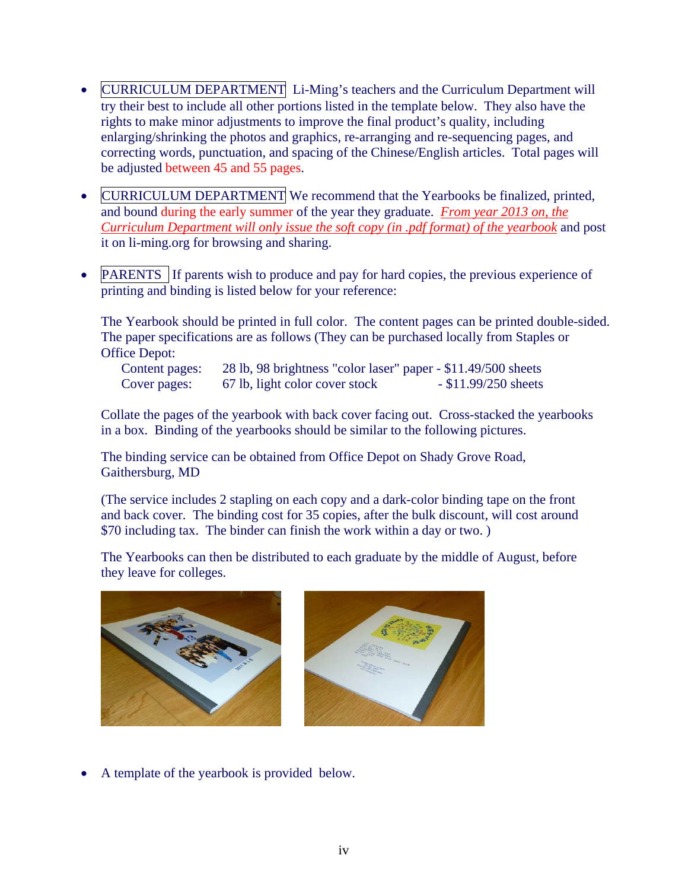- CURRICULUM DEPARTMENT Li-Ming's teachers and the Curriculum Department will try their best to include all other portions listed in the template below. They also have the rights to make minor adjustments to improve the final product's quality, including enlarging/shrinking the photos and graphics, re-arranging and re-sequencing pages, and correcting words, punctuation, and spacing of the Chinese/English articles. Total pages will be adjusted between 45 and 55 pages.

- CURRICULUM DEPARTMENT We recommend that the Yearbooks be finalized, printed, and bound during the early summer of the year they graduate. *From year 2013 on, the Curriculum Department will only issue the soft copy (in .pdf format) of the yearbook* and post it on li-ming.org for browsing and sharing.

- PARENTS If parents wish to produce and pay for hard copies, the previous experience of printing and binding is listed below for your reference:

  The Yearbook should be printed in full color. The content pages can be printed double-sided. The paper specifications are as follows (They can be purchased locally from Staples or Office Depot:

  | | | |
  |---|---|---|
  | Content pages: | 28 lb, 98 brightness "color laser" paper | - $11.49/500 sheets |
  | Cover pages: | 67 lb, light color cover stock | - $11.99/250 sheets |

  Collate the pages of the yearbook with back cover facing out. Cross-stacked the yearbooks in a box. Binding of the yearbooks should be similar to the following pictures.

  The binding service can be obtained from Office Depot on Shady Grove Road, Gaithersburg, MD

  (The service includes 2 stapling on each copy and a dark-color binding tape on the front and back cover. The binding cost for 35 copies, after the bulk discount, will cost around $70 including tax. The binder can finish the work within a day or two. )

  The Yearbooks can then be distributed to each graduate by the middle of August, before they leave for colleges.

- A template of the yearbook is provided below.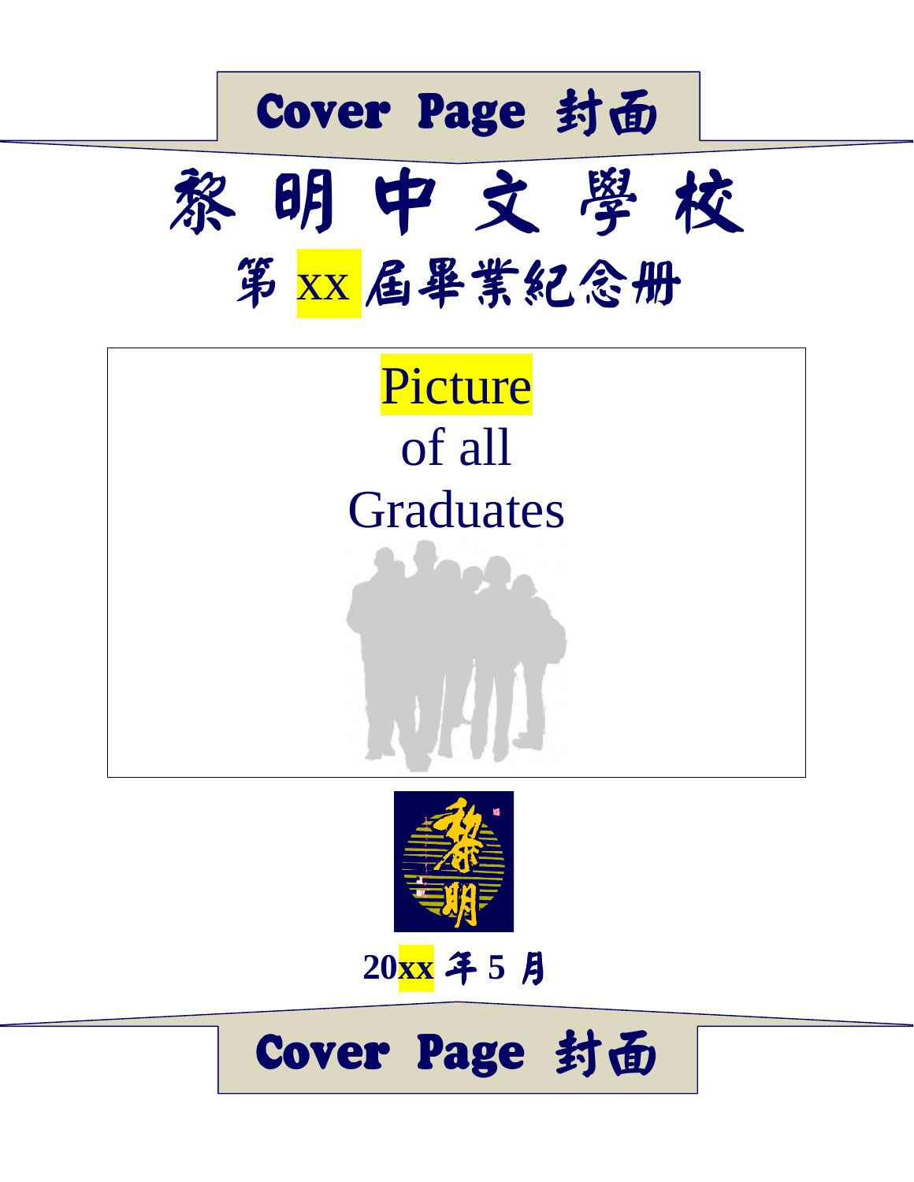Cover Page 封面

# 黎 明 中 文 學 校

## 第 xx 屆畢業紀念冊

Picture
of all
Graduates

20xx 年 5 月

Cover Page 封面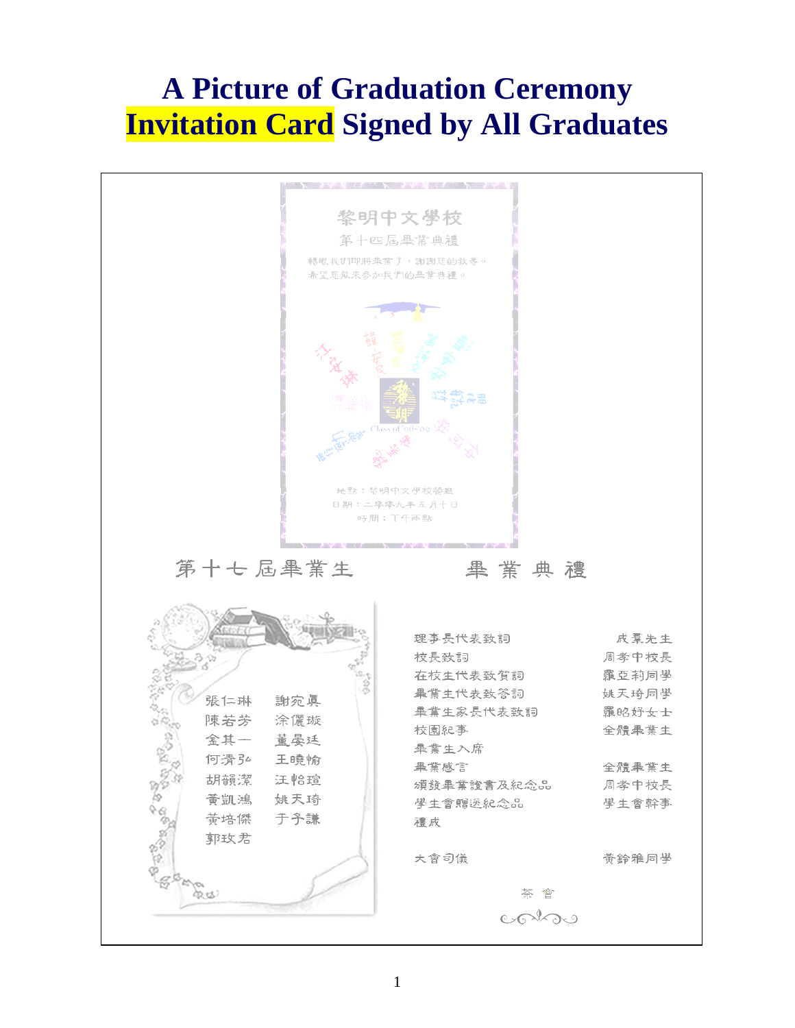# A Picture of Graduation Ceremony Invitation Card Signed by All Graduates

黎明中文學校

第十四屆畢業典禮

轉眼我們即將畢業了，謝謝您的教導。
希望您能來參加我們的畢業典禮。

Class of '08-'09

地點：黎明中文學校禮堂
日期：二零零九年五月十日
時間：下午兩點

第十七屆畢業生

張仁琳　謝宛真
陳若芳　涂儷璇
金其一　董晏廷
何清弘　王曉榆
胡韻潔　汪怡瑄
黃凱鴻　姚天琦
黃培傑　于子謙
郭玟君

畢業典禮

| | |
|---|---|
| 理事長代表致詞 | 戌葦先生 |
| 校長致詞 | 周孝中校長 |
| 在校生代表致賀詞 | 羅亞莉同學 |
| 畢業生代表致答詞 | 姚天琦同學 |
| 畢業生家長代表致詞 | 羅昭妤女士 |
| 校園紀事 | 全體畢業生 |
| 畢業生入席 | |
| 畢業感言 | 全體畢業生 |
| 頒發畢業證書及紀念品 | 周孝中校長 |
| 學生會贈送紀念品 | 學生會幹事 |
| 禮成 | |
| 大會司儀 | 黃鈴雅同學 |

茶會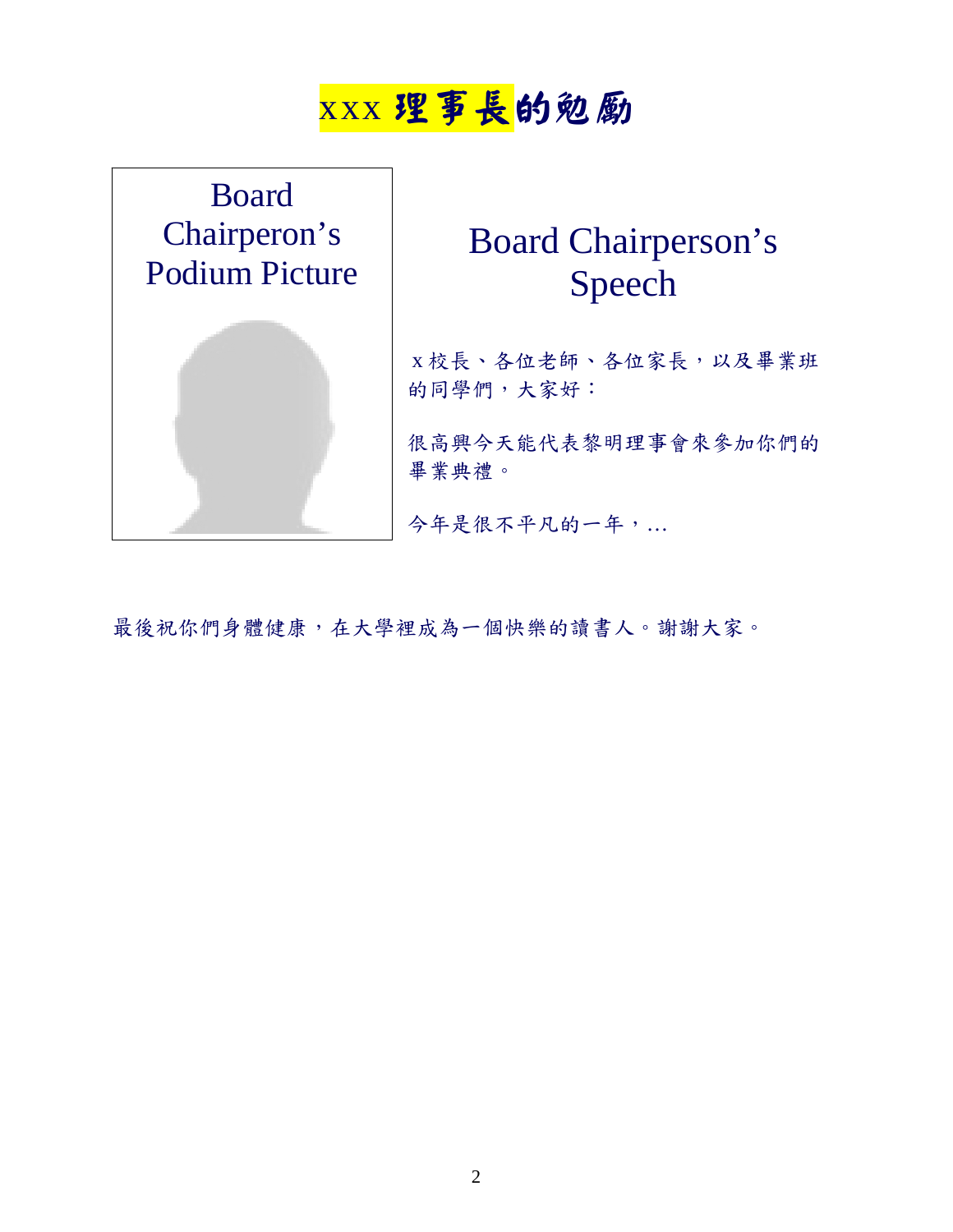# xxx 理事長的勉勵

Board Chairperon's Podium Picture

## Board Chairperson's Speech

x 校長、各位老師、各位家長，以及畢業班的同學們，大家好：

很高興今天能代表黎明理事會來參加你們的畢業典禮。

今年是很不平凡的一年，...

最後祝你們身體健康，在大學裡成為一個快樂的讀書人。謝謝大家。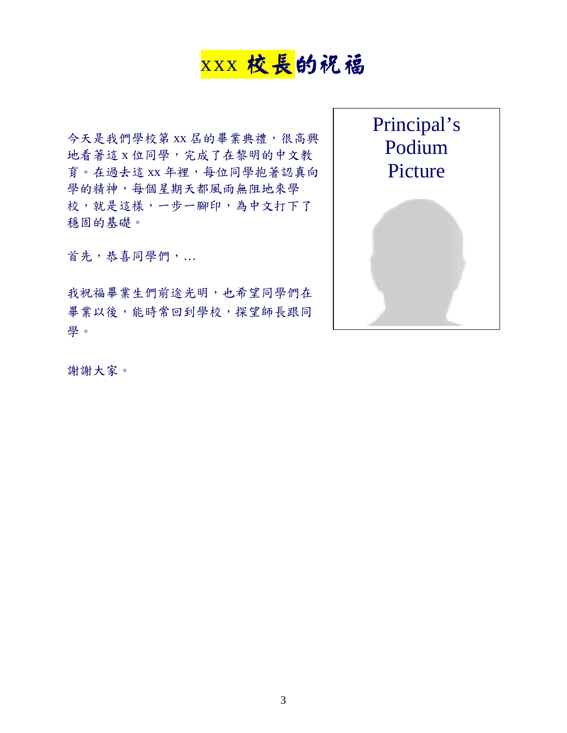# xxx 校長的祝福

今天是我們學校第 xx 屆的畢業典禮，很高興地看著這 x 位同學，完成了在黎明的中文教育。在過去這 xx 年裡，每位同學抱著認真向學的精神，每個星期天都風雨無阻地來學校，就是這樣，一步一腳印，為中文打下了穩固的基礎。

首先，恭喜同學們，…

我祝福畢業生們前途光明，也希望同學們在畢業以後，能時常回到學校，探望師長跟同學。

謝謝大家。

Principal's Podium Picture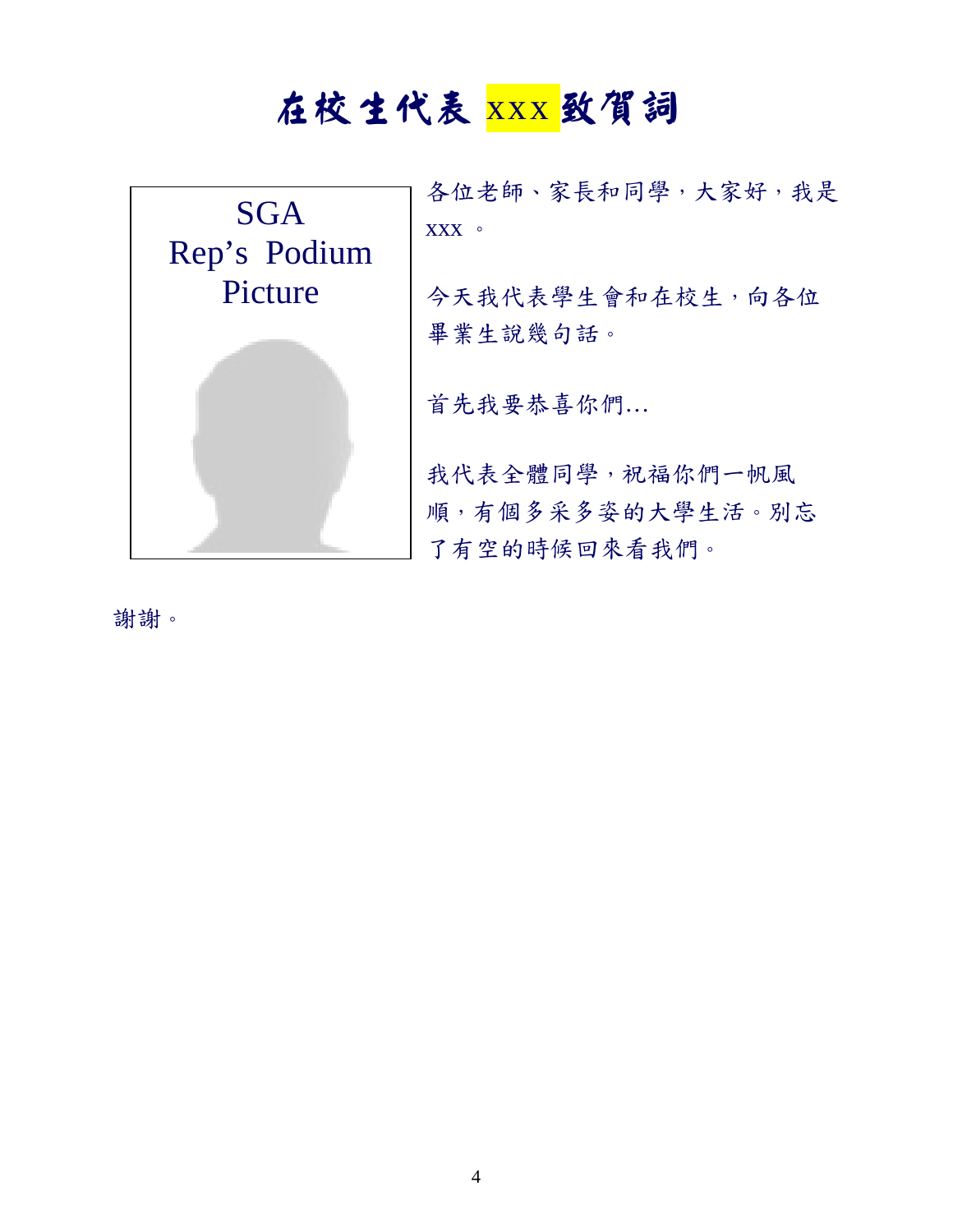# 在校生代表 xxx 致賀詞

SGA Rep's Podium Picture

各位老師、家長和同學，大家好，我是 xxx 。

今天我代表學生會和在校生，向各位畢業生說幾句話。

首先我要恭喜你們…

我代表全體同學，祝福你們一帆風順，有個多采多姿的大學生活。別忘了有空的時候回來看我們。

謝謝。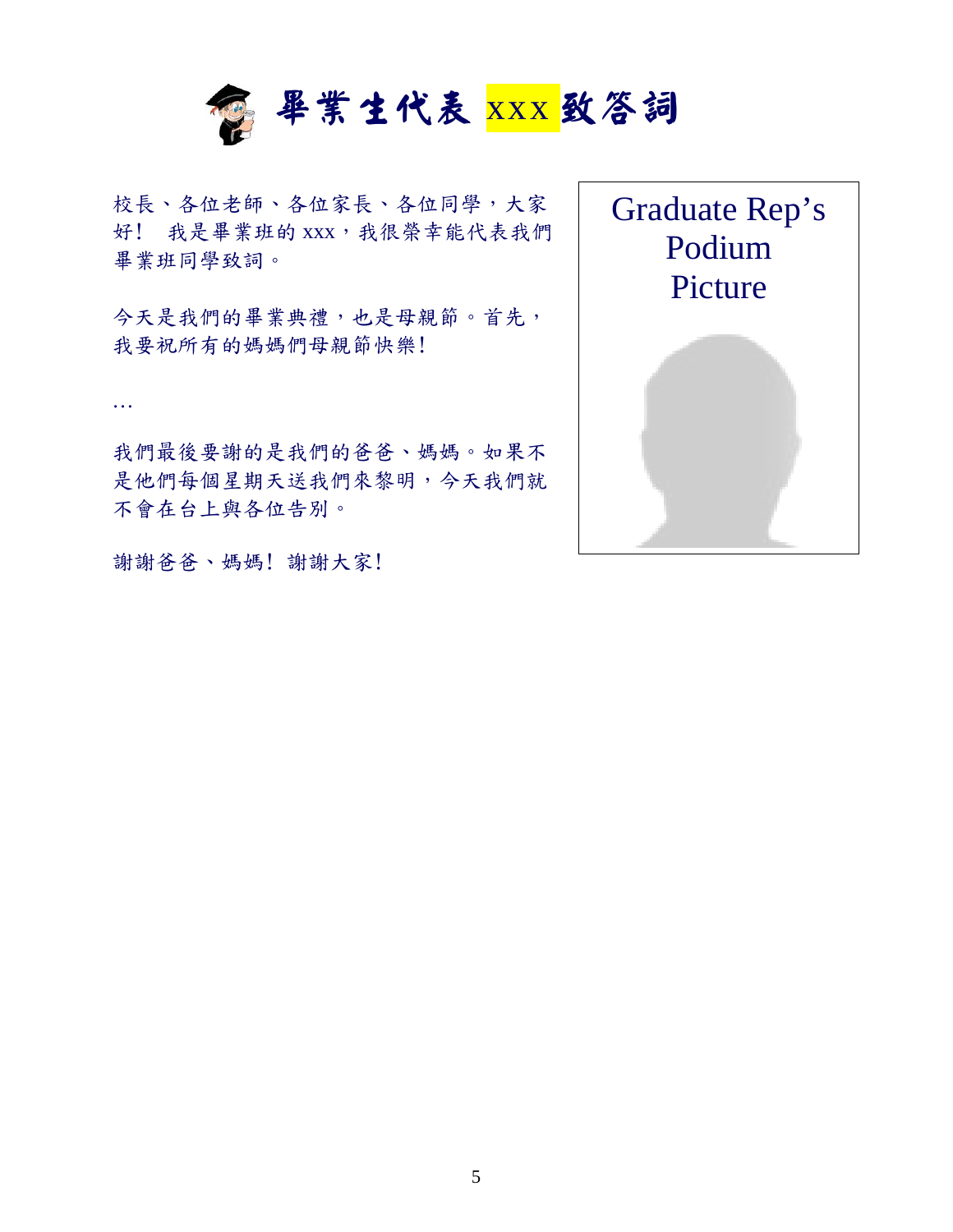# 畢業生代表 xxx 致答詞

校長、各位老師、各位家長、各位同學，大家好！ 我是畢業班的 xxx，我很榮幸能代表我們畢業班同學致詞。

今天是我們的畢業典禮，也是母親節。首先，我要祝所有的媽媽們母親節快樂！

…

我們最後要謝的是我們的爸爸、媽媽。如果不是他們每個星期天送我們來黎明，今天我們就不會在台上與各位告別。

謝謝爸爸、媽媽！ 謝謝大家！

Graduate Rep's Podium Picture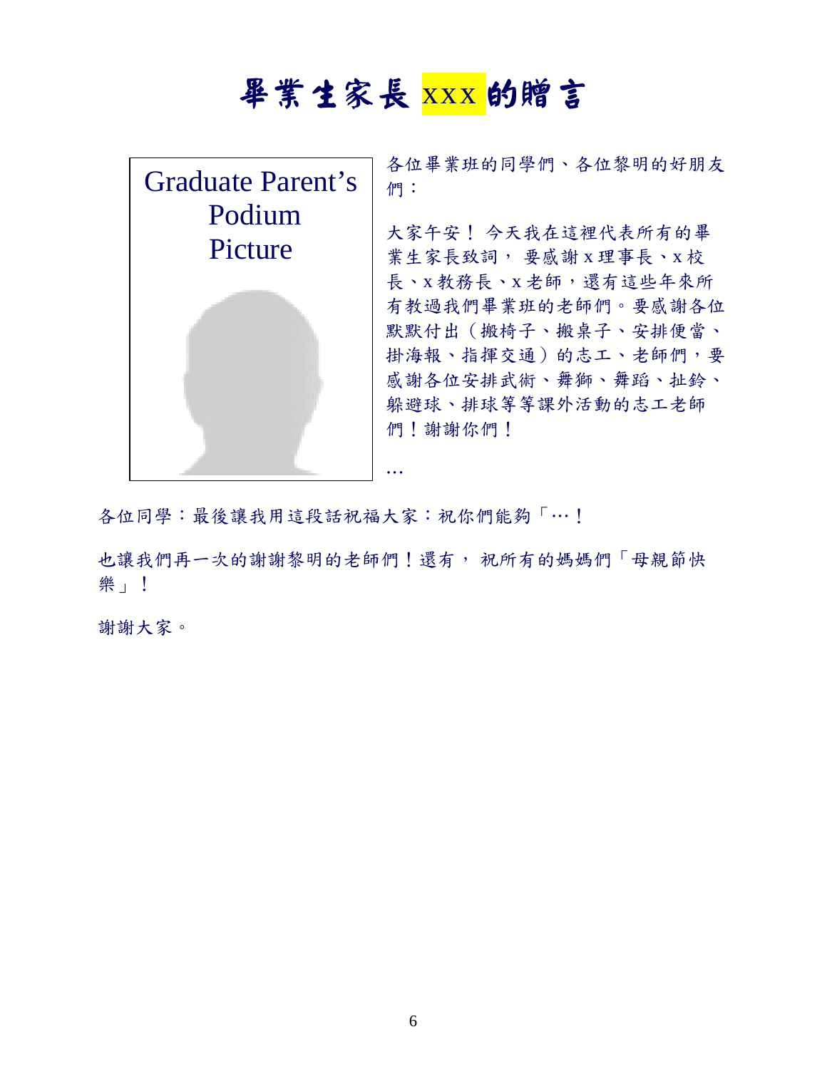# 畢業生家長 xxx 的贈言

Graduate Parent's Podium Picture

各位畢業班的同學們、各位黎明的好朋友們：

大家午安！ 今天我在這裡代表所有的畢業生家長致詞， 要感謝 x 理事長、x 校長、x 教務長、x 老師，還有這些年來所有教過我們畢業班的老師們。要感謝各位默默付出（搬椅子、搬桌子、安排便當、掛海報、指揮交通）的志工、老師們，要感謝各位安排武術、舞獅、舞蹈、扯鈴、躲避球、排球等等課外活動的志工老師們！謝謝你們！

…

各位同學：最後讓我用這段話祝福大家：祝你們能夠「…！

也讓我們再一次的謝謝黎明的老師們！還有， 祝所有的媽媽們「母親節快樂」！

謝謝大家。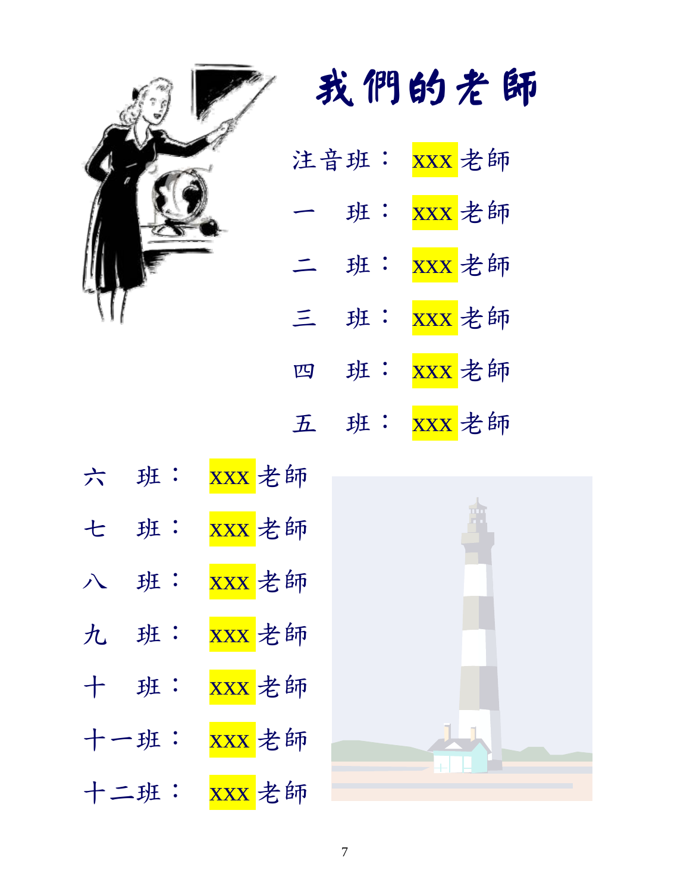# 我們的老師

注音班： XXX 老師

一　班： XXX 老師

二　班： XXX 老師

三　班： XXX 老師

四　班： XXX 老師

五　班： XXX 老師

六　班： XXX 老師

七　班： XXX 老師

八　班： XXX 老師

九　班： XXX 老師

十　班： XXX 老師

十一班： XXX 老師

十二班： XXX 老師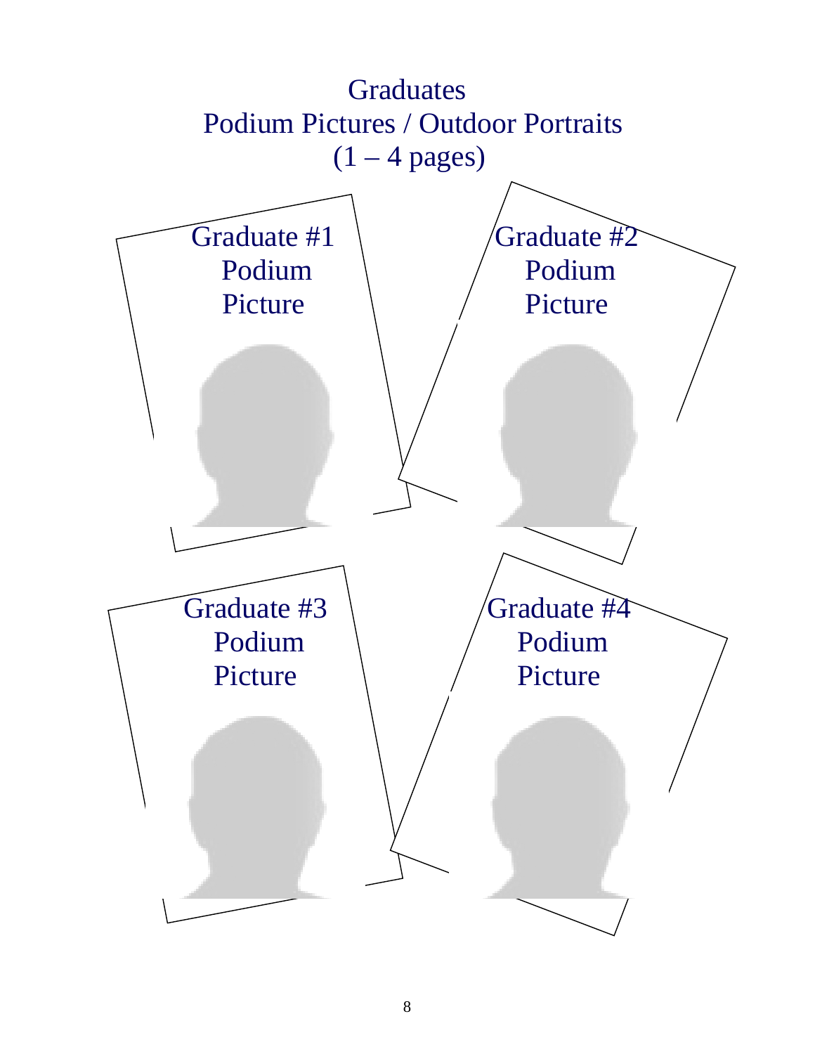# Graduates
## Podium Pictures / Outdoor Portraits
## (1 – 4 pages)

Graduate #1
Podium
Picture

Graduate #2
Podium
Picture

Graduate #3
Podium
Picture

Graduate #4
Podium
Picture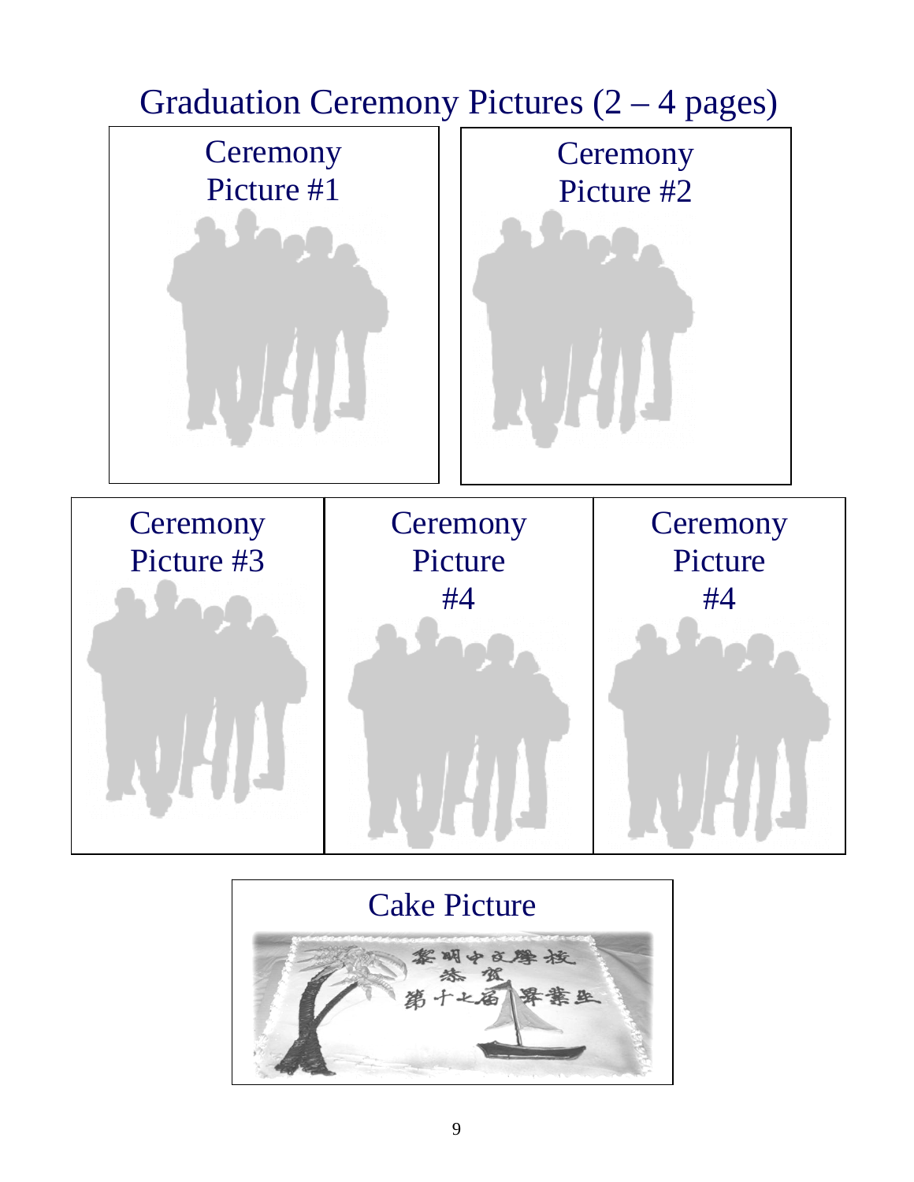# Graduation Ceremony Pictures (2 – 4 pages)

Ceremony Picture #1

Ceremony Picture #2

Ceremony Picture #3

Ceremony Picture #4

Ceremony Picture #4

Cake Picture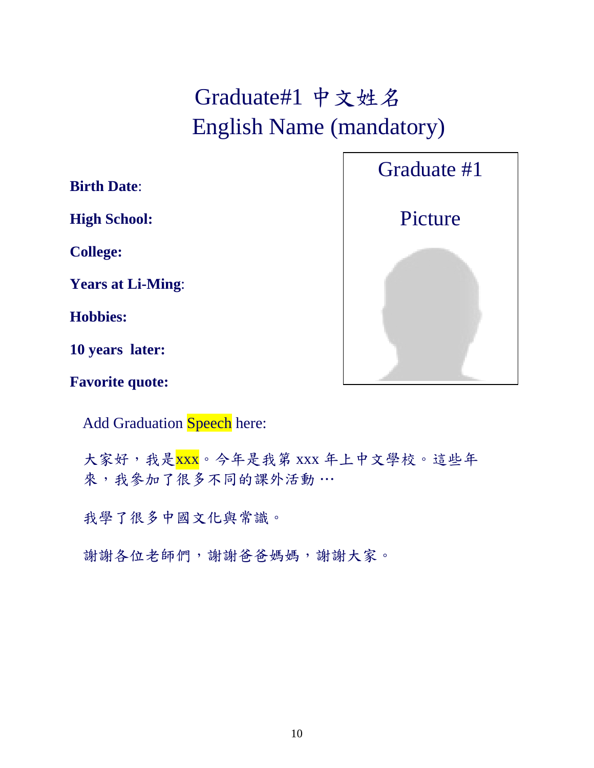# Graduate#1 中文姓名
# English Name (mandatory)

**Birth Date**:

**High School:**

**College:**

**Years at Li-Ming**:

**Hobbies:**

**10 years later:**

**Favorite quote:**

Graduate #1

Picture

Add Graduation Speech here:

大家好，我是xxx。今年是我第 xxx 年上中文學校。這些年來，我參加了很多不同的課外活動…

我學了很多中國文化與常識。

謝謝各位老師們，謝謝爸爸媽媽，謝謝大家。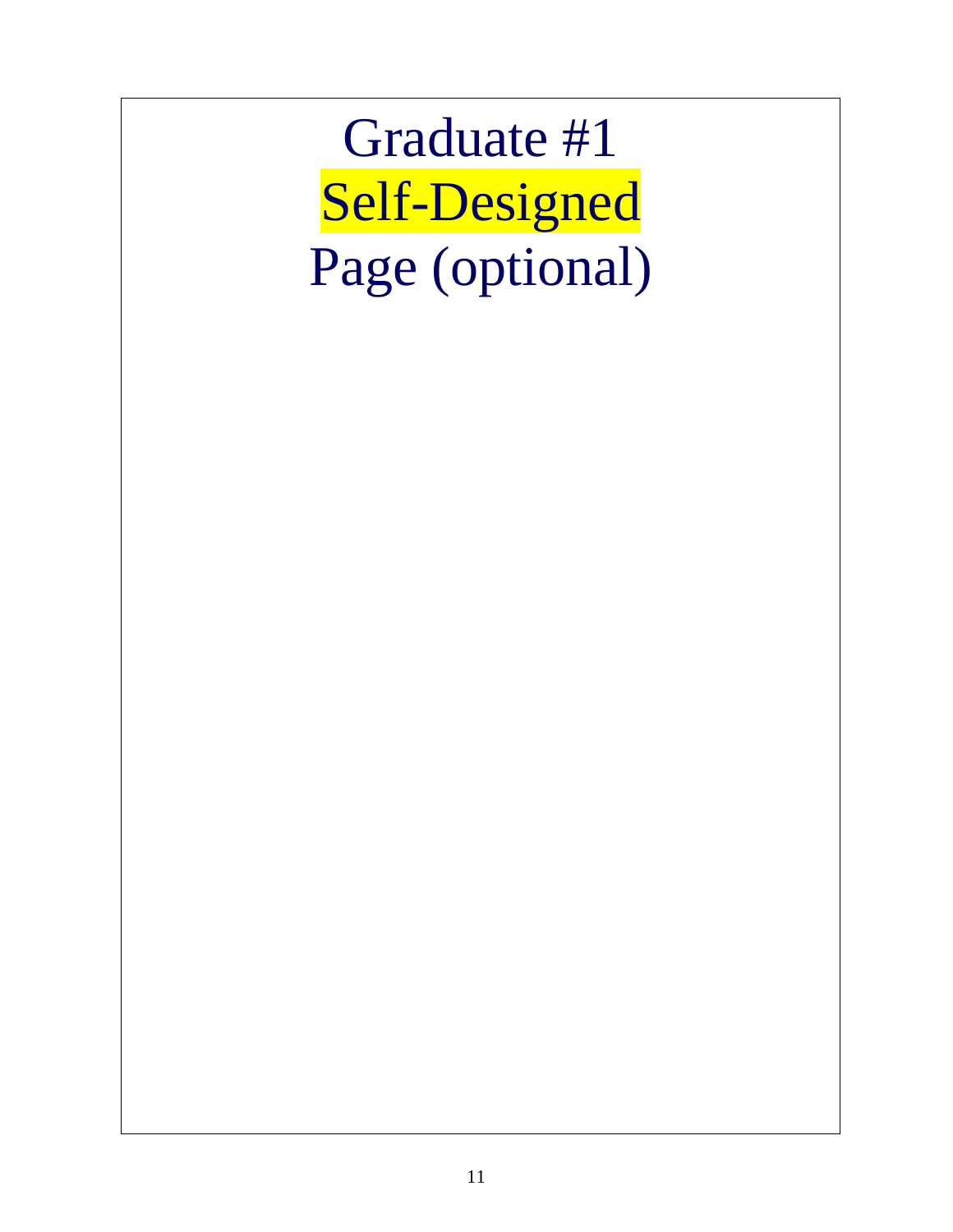# Graduate #1
# Self-Designed
# Page (optional)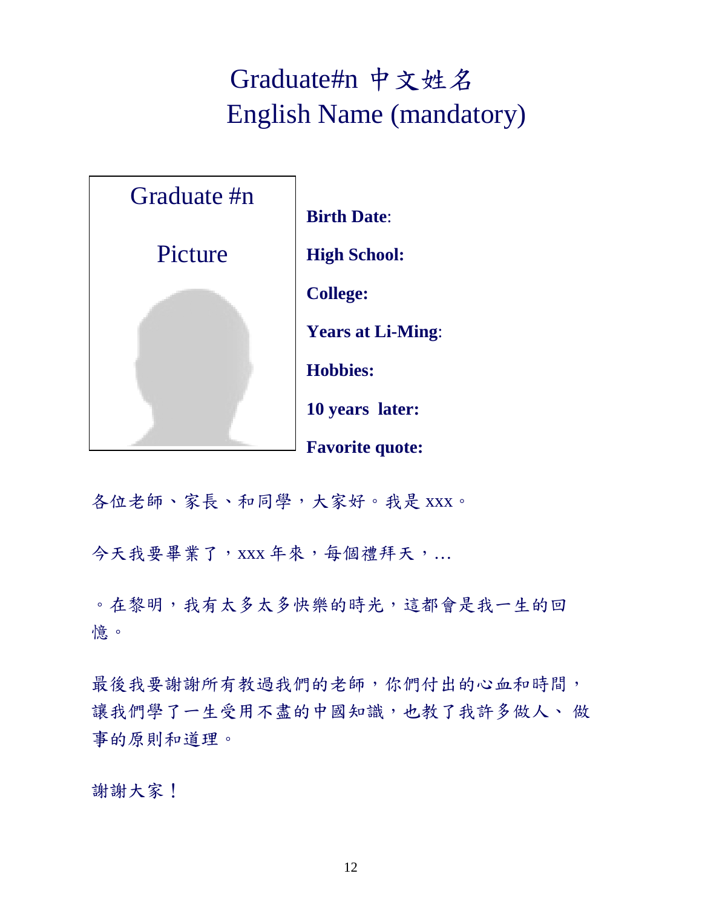# Graduate#n 中文姓名
# English Name (mandatory)

Graduate #n

Picture

**Birth Date**:

**High School:**

**College:**

**Years at Li-Ming**:

**Hobbies:**

**10 years later:**

**Favorite quote:**

各位老師、家長、和同學，大家好。我是 xxx。

今天我要畢業了，xxx 年來，每個禮拜天，...

。在黎明，我有太多太多快樂的時光，這都會是我一生的回憶。

最後我要謝謝所有教過我們的老師，你們付出的心血和時間，讓我們學了一生受用不盡的中國知識，也教了我許多做人、 做事的原則和道理。

謝謝大家！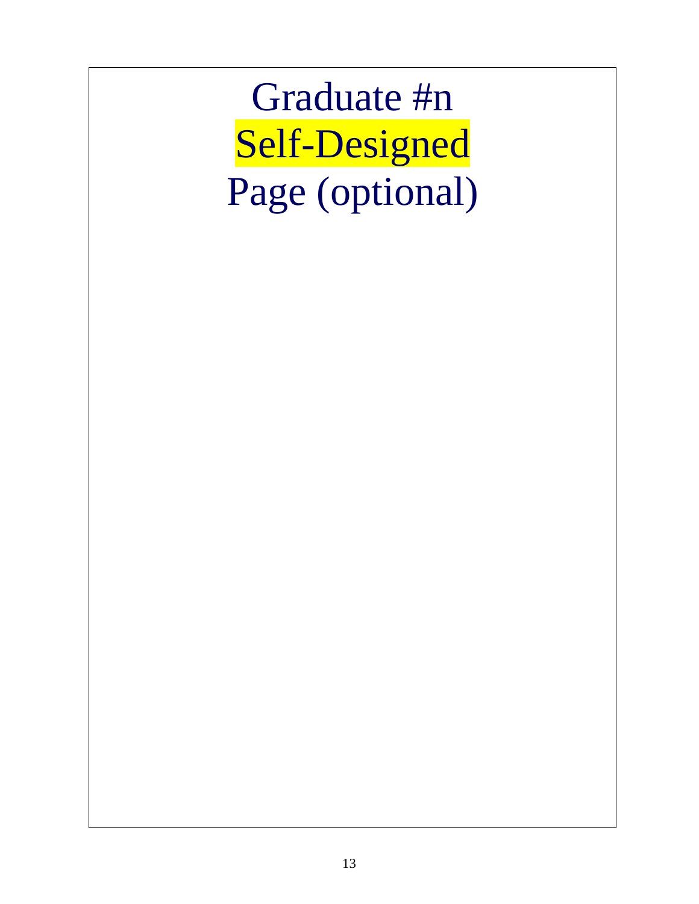# Graduate #n Self-Designed Page (optional)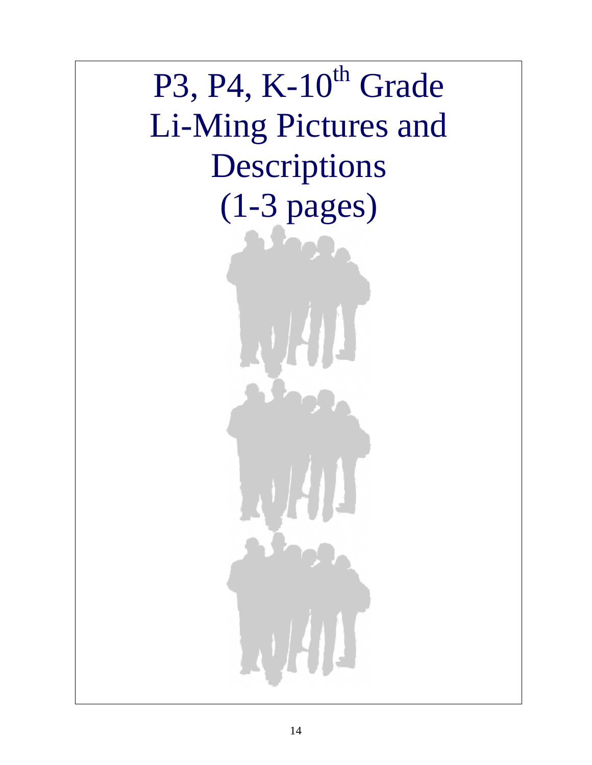# P3, P4, K-10th Grade Li-Ming Pictures and Descriptions (1-3 pages)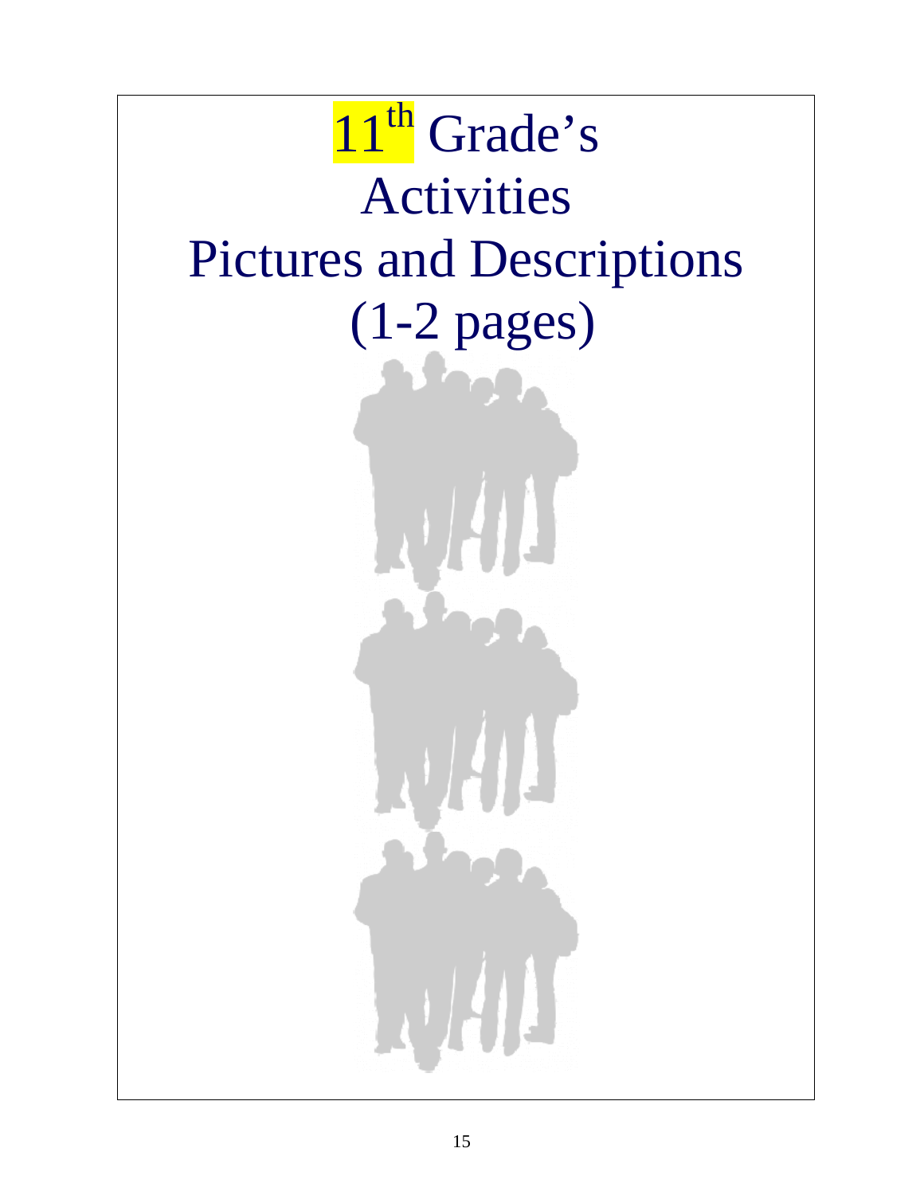# 11th Grade's Activities Pictures and Descriptions (1-2 pages)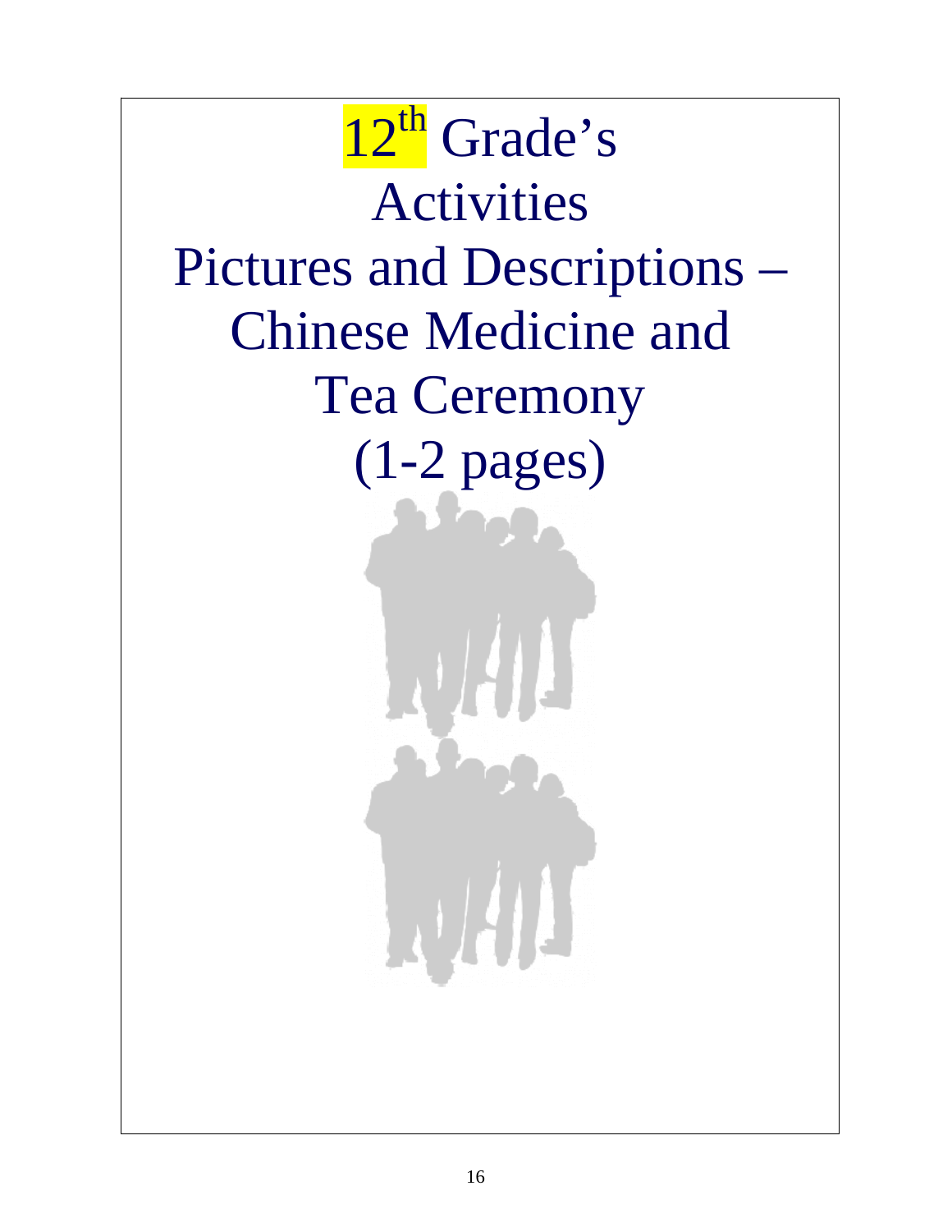# 12th Grade's Activities Pictures and Descriptions – Chinese Medicine and Tea Ceremony (1-2 pages)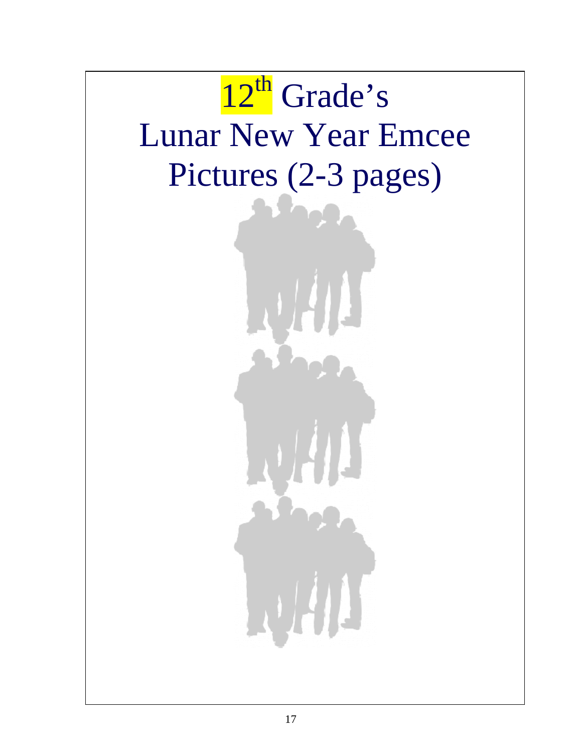# $12^{th}$ Grade's Lunar New Year Emcee Pictures (2-3 pages)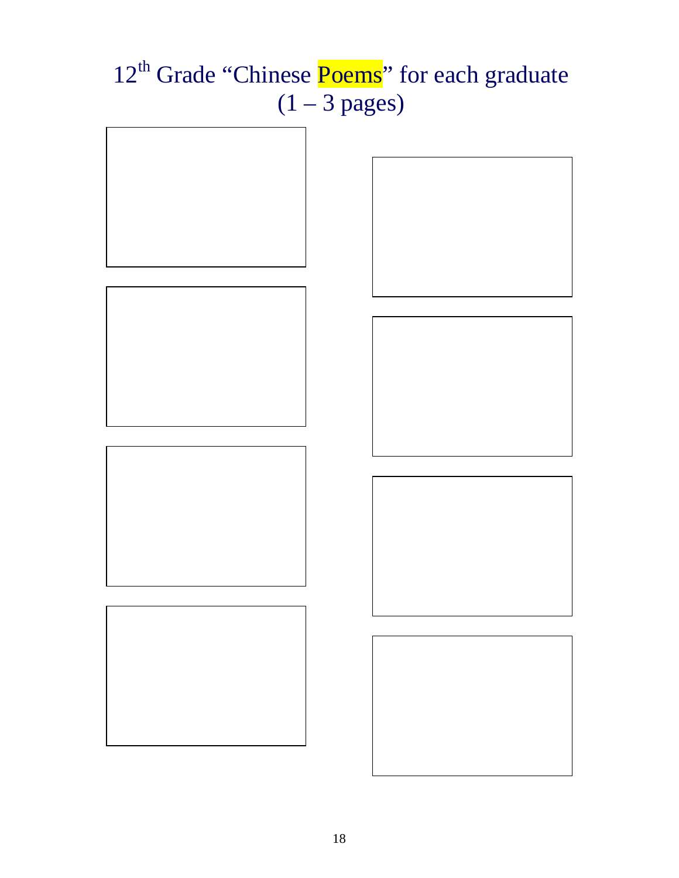# 12th Grade "Chinese Poems" for each graduate (1 – 3 pages)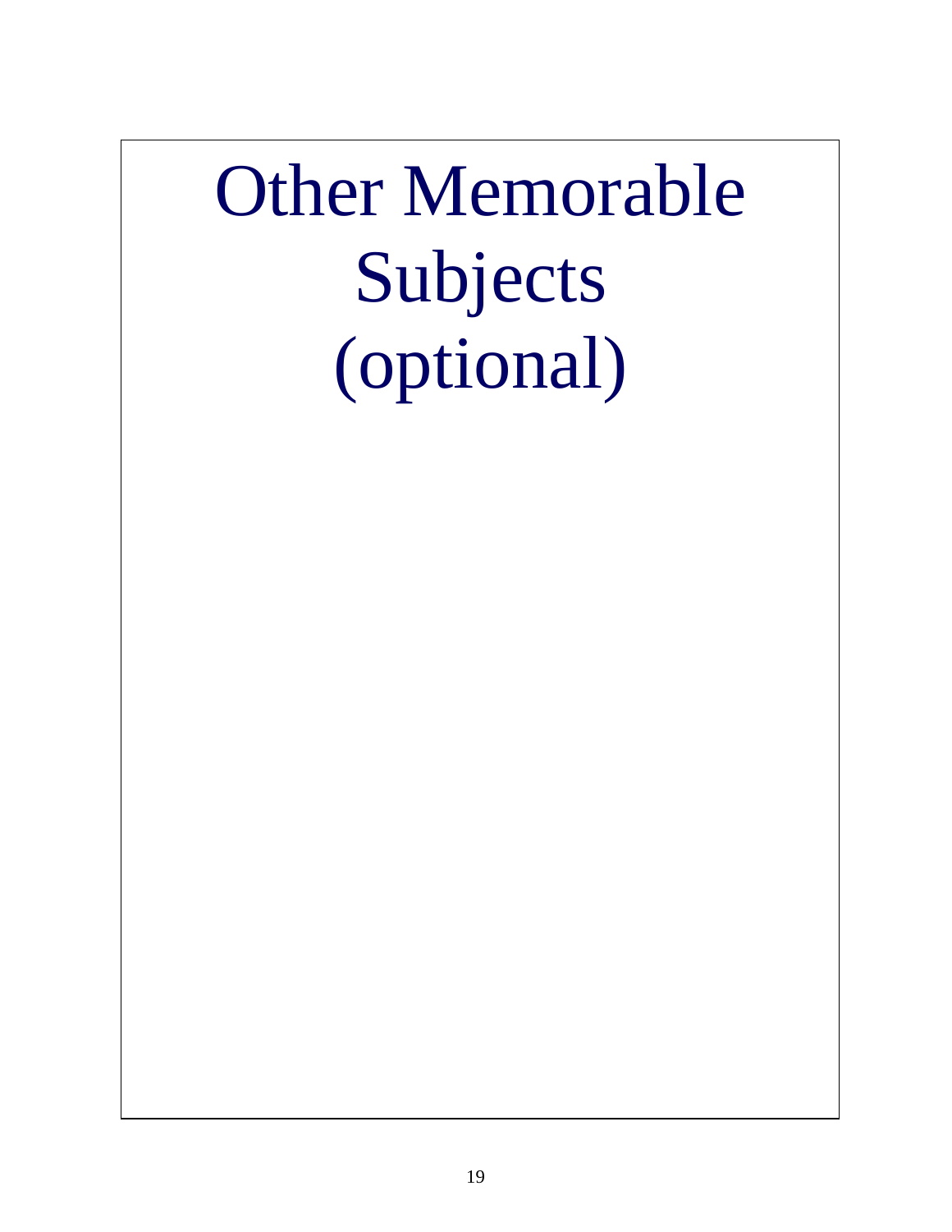# Other Memorable Subjects (optional)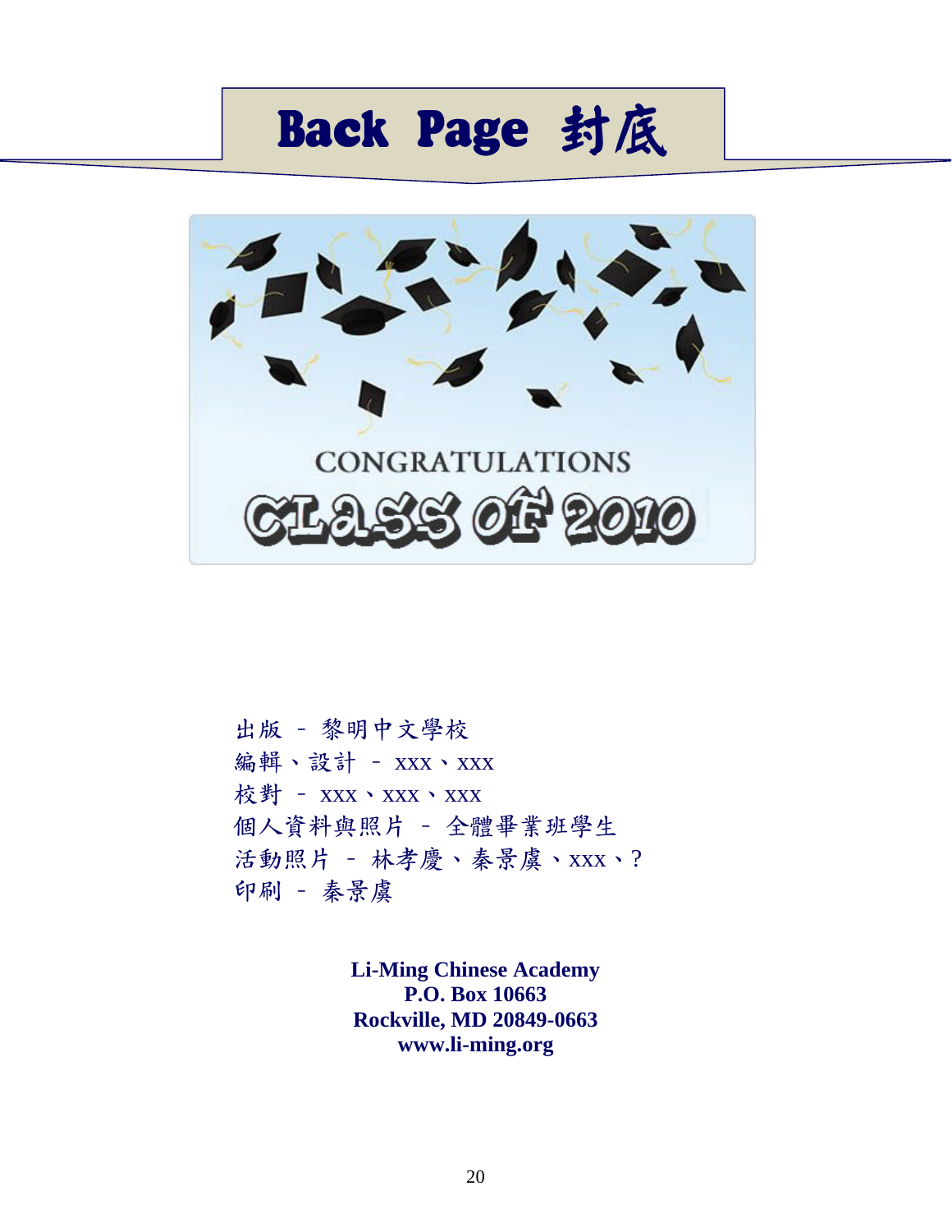# Back Page 封底

CONGRATULATIONS

CLASS OF 2010

出版 – 黎明中文學校
編輯、設計 – xxx、xxx
校對 – xxx、xxx、xxx
個人資料與照片 – 全體畢業班學生
活動照片 – 林孝慶、秦景虞、xxx、?
印刷 – 秦景虞

**Li-Ming Chinese Academy**
**P.O. Box 10663**
**Rockville, MD 20849-0663**
**www.li-ming.org**